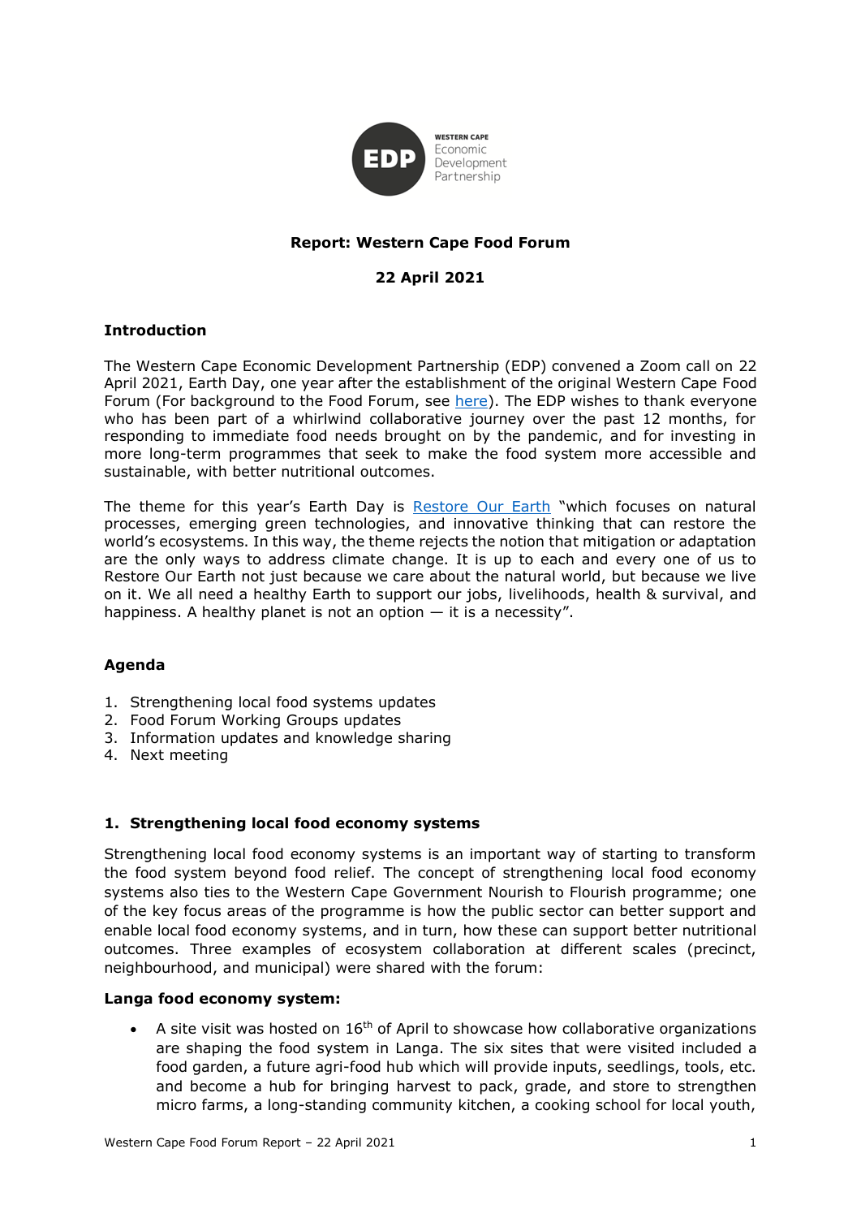WESTERN CAPE Economic Development Partnership

# Report: Western Cape Food Forum

**22 April 2021**

## Introduction

The Western Cape Economic Development Partnership (EDP) convened a Zoom call on 22 April 2021, Earth Day, one year after the establishment of the original Western Cape Food Forum (For background to the Food Forum, see here). The EDP wishes to thank everyone who has been part of a whirlwind collaborative journey over the past 12 months, for responding to immediate food needs brought on by the pandemic, and for investing in more long-term programmes that seek to make the food system more accessible and sustainable, with better nutritional outcomes.

The theme for this year's Earth Day is Restore Our Earth "which focuses on natural processes, emerging green technologies, and innovative thinking that can restore the world's ecosystems. In this way, the theme rejects the notion that mitigation or adaptation are the only ways to address climate change. It is up to each and every one of us to Restore Our Earth not just because we care about the natural world, but because we live on it. We all need a healthy Earth to support our jobs, livelihoods, health & survival, and happiness. A healthy planet is not an option — it is a necessity".

## Agenda

1. Strengthening local food systems updates
2. Food Forum Working Groups updates
3. Information updates and knowledge sharing
4. Next meeting

## 1. Strengthening local food economy systems

Strengthening local food economy systems is an important way of starting to transform the food system beyond food relief. The concept of strengthening local food economy systems also ties to the Western Cape Government Nourish to Flourish programme; one of the key focus areas of the programme is how the public sector can better support and enable local food economy systems, and in turn, how these can support better nutritional outcomes. Three examples of ecosystem collaboration at different scales (precinct, neighbourhood, and municipal) were shared with the forum:

### Langa food economy system:

- A site visit was hosted on 16th of April to showcase how collaborative organizations are shaping the food system in Langa. The six sites that were visited included a food garden, a future agri-food hub which will provide inputs, seedlings, tools, etc. and become a hub for bringing harvest to pack, grade, and store to strengthen micro farms, a long-standing community kitchen, a cooking school for local youth,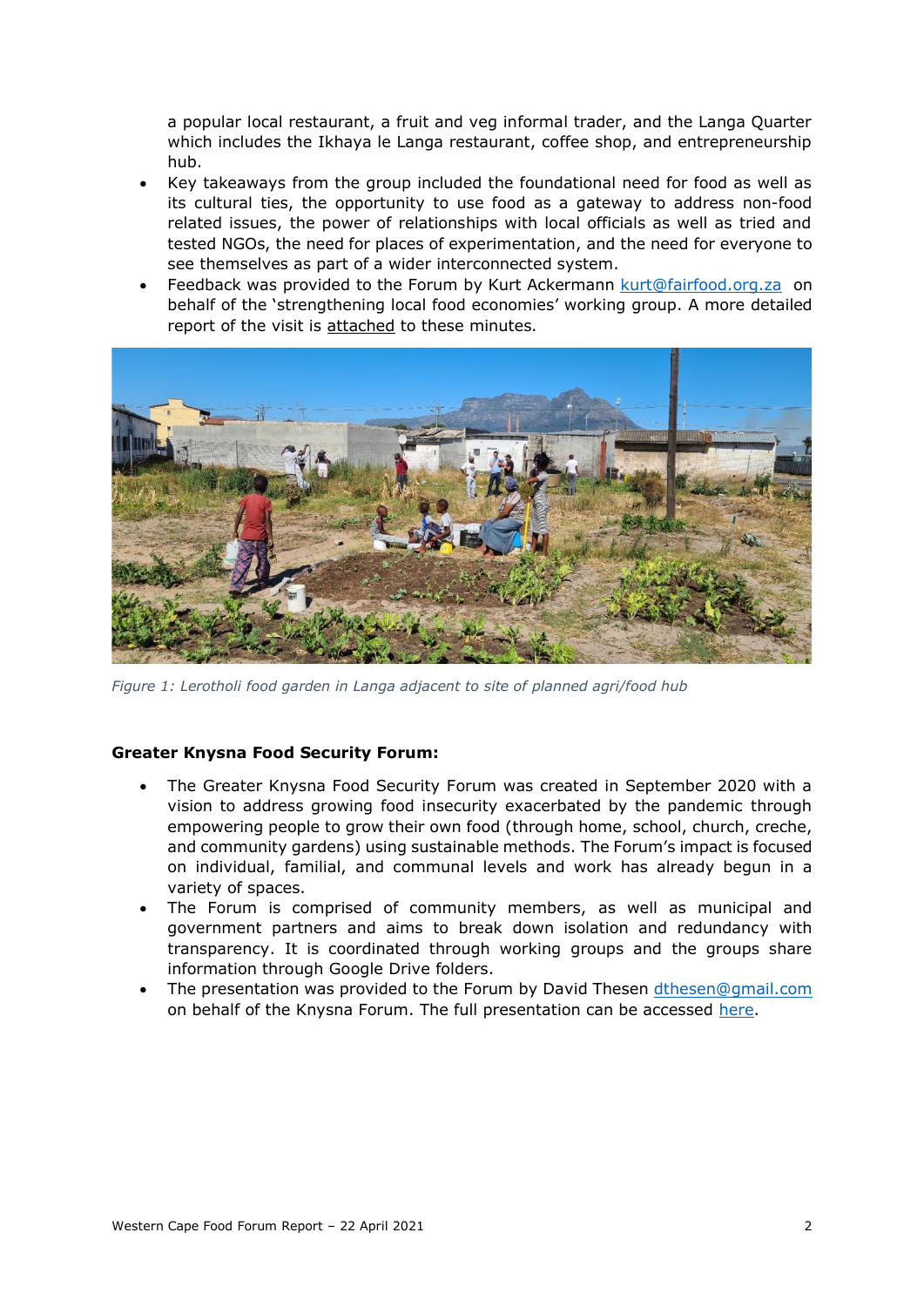a popular local restaurant, a fruit and veg informal trader, and the Langa Quarter which includes the Ikhaya le Langa restaurant, coffee shop, and entrepreneurship hub.

- Key takeaways from the group included the foundational need for food as well as its cultural ties, the opportunity to use food as a gateway to address non-food related issues, the power of relationships with local officials as well as tried and tested NGOs, the need for places of experimentation, and the need for everyone to see themselves as part of a wider interconnected system.
- Feedback was provided to the Forum by Kurt Ackermann kurt@fairfood.org.za on behalf of the 'strengthening local food economies' working group. A more detailed report of the visit is attached to these minutes.

*Figure 1: Lerotholi food garden in Langa adjacent to site of planned agri/food hub*

**Greater Knysna Food Security Forum:**

- The Greater Knysna Food Security Forum was created in September 2020 with a vision to address growing food insecurity exacerbated by the pandemic through empowering people to grow their own food (through home, school, church, creche, and community gardens) using sustainable methods. The Forum's impact is focused on individual, familial, and communal levels and work has already begun in a variety of spaces.
- The Forum is comprised of community members, as well as municipal and government partners and aims to break down isolation and redundancy with transparency. It is coordinated through working groups and the groups share information through Google Drive folders.
- The presentation was provided to the Forum by David Thesen dthesen@gmail.com on behalf of the Knysna Forum. The full presentation can be accessed here.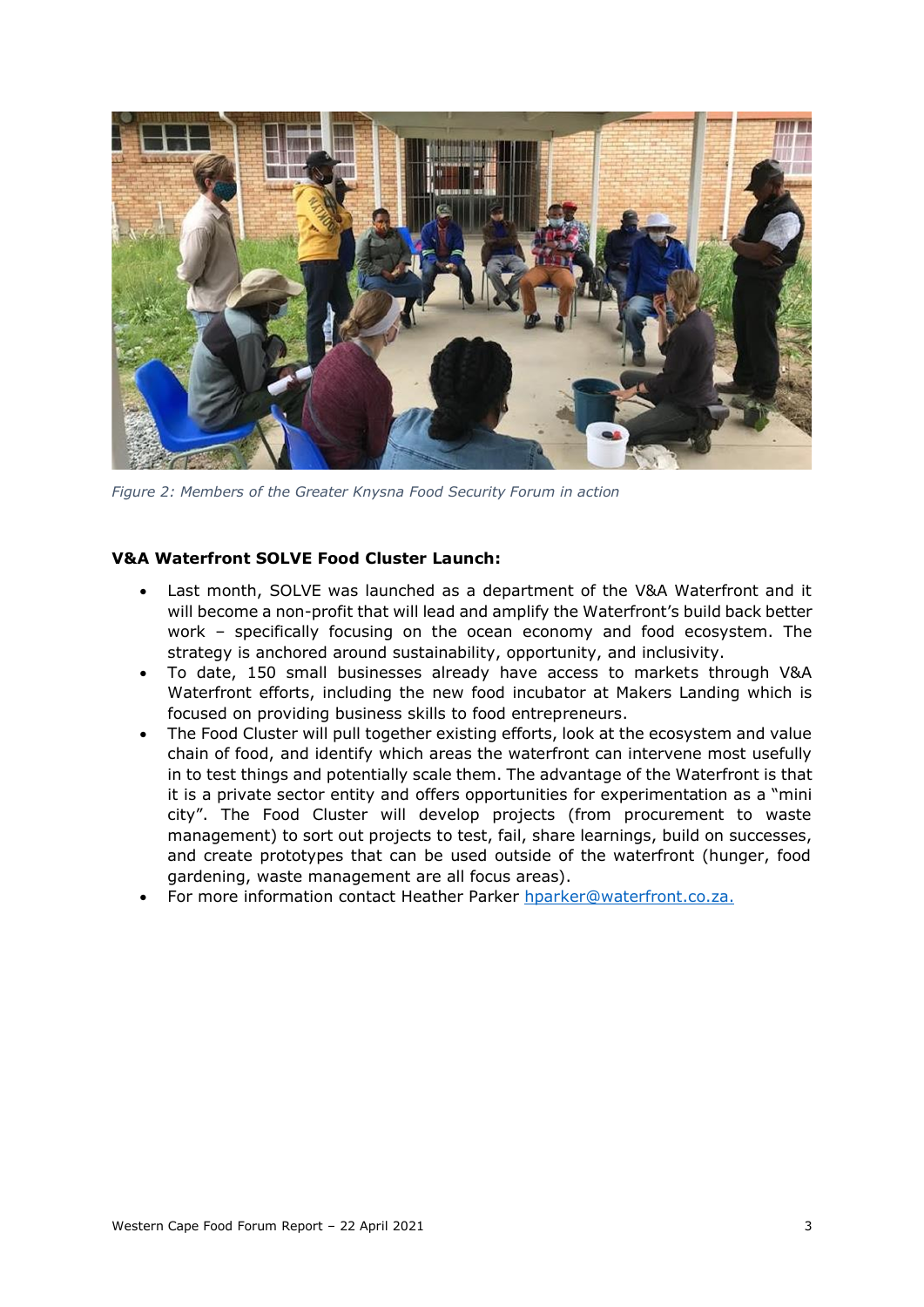*Figure 2: Members of the Greater Knysna Food Security Forum in action*

**V&A Waterfront SOLVE Food Cluster Launch:**

- Last month, SOLVE was launched as a department of the V&A Waterfront and it will become a non-profit that will lead and amplify the Waterfront's build back better work – specifically focusing on the ocean economy and food ecosystem. The strategy is anchored around sustainability, opportunity, and inclusivity.
- To date, 150 small businesses already have access to markets through V&A Waterfront efforts, including the new food incubator at Makers Landing which is focused on providing business skills to food entrepreneurs.
- The Food Cluster will pull together existing efforts, look at the ecosystem and value chain of food, and identify which areas the waterfront can intervene most usefully in to test things and potentially scale them. The advantage of the Waterfront is that it is a private sector entity and offers opportunities for experimentation as a "mini city". The Food Cluster will develop projects (from procurement to waste management) to sort out projects to test, fail, share learnings, build on successes, and create prototypes that can be used outside of the waterfront (hunger, food gardening, waste management are all focus areas).
- For more information contact Heather Parker [hparker@waterfront.co.za.](mailto:hparker@waterfront.co.za)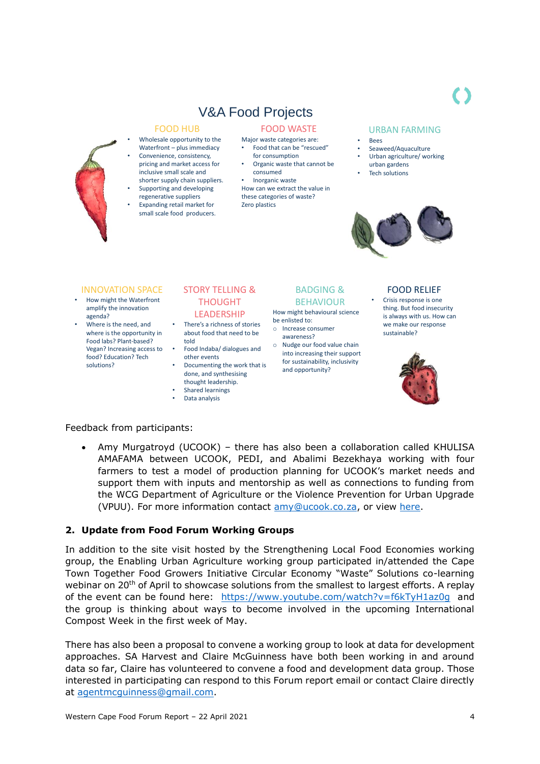## V&A Food Projects

### FOOD HUB

- Wholesale opportunity to the Waterfront – plus immediacy
- Convenience, consistency, pricing and market access for inclusive small scale and shorter supply chain suppliers.
- Supporting and developing regenerative suppliers
- Expanding retail market for small scale food producers.

### FOOD WASTE

Major waste categories are:

- Food that can be "rescued" for consumption
- Organic waste that cannot be consumed
- Inorganic waste

How can we extract the value in these categories of waste?
Zero plastics

### URBAN FARMING

- Bees
- Seaweed/Aquaculture
- Urban agriculture/ working urban gardens
- Tech solutions

### INNOVATION SPACE

- How might the Waterfront amplify the innovation agenda?
- Where is the need, and where is the opportunity in Food labs? Plant-based? Vegan? Increasing access to food? Education? Tech solutions?

### STORY TELLING & THOUGHT LEADERSHIP

- There's a richness of stories about food that need to be told
- Food Indaba/ dialogues and other events
- Documenting the work that is done, and synthesising thought leadership.
- Shared learnings
- Data analysis

### BADGING & BEHAVIOUR

How might behavioural science be enlisted to:

- Increase consumer awareness?
- Nudge our food value chain into increasing their support for sustainability, inclusivity and opportunity?

### FOOD RELIEF

- Crisis response is one thing. But food insecurity is always with us. How can we make our response sustainable?

Feedback from participants:

- Amy Murgatroyd (UCOOK) – there has also been a collaboration called KHULISA AMAFAMA between UCOOK, PEDI, and Abalimi Bezekhaya working with four farmers to test a model of production planning for UCOOK's market needs and support them with inputs and mentorship as well as connections to funding from the WCG Department of Agriculture or the Violence Prevention for Urban Upgrade (VPUU). For more information contact amy@ucook.co.za, or view here.

## 2. Update from Food Forum Working Groups

In addition to the site visit hosted by the Strengthening Local Food Economies working group, the Enabling Urban Agriculture working group participated in/attended the Cape Town Together Food Growers Initiative Circular Economy "Waste" Solutions co-learning webinar on 20th of April to showcase solutions from the smallest to largest efforts. A replay of the event can be found here: https://www.youtube.com/watch?v=f6kTyH1az0g and the group is thinking about ways to become involved in the upcoming International Compost Week in the first week of May.

There has also been a proposal to convene a working group to look at data for development approaches. SA Harvest and Claire McGuinness have both been working in and around data so far, Claire has volunteered to convene a food and development data group. Those interested in participating can respond to this Forum report email or contact Claire directly at agentmcguinness@gmail.com.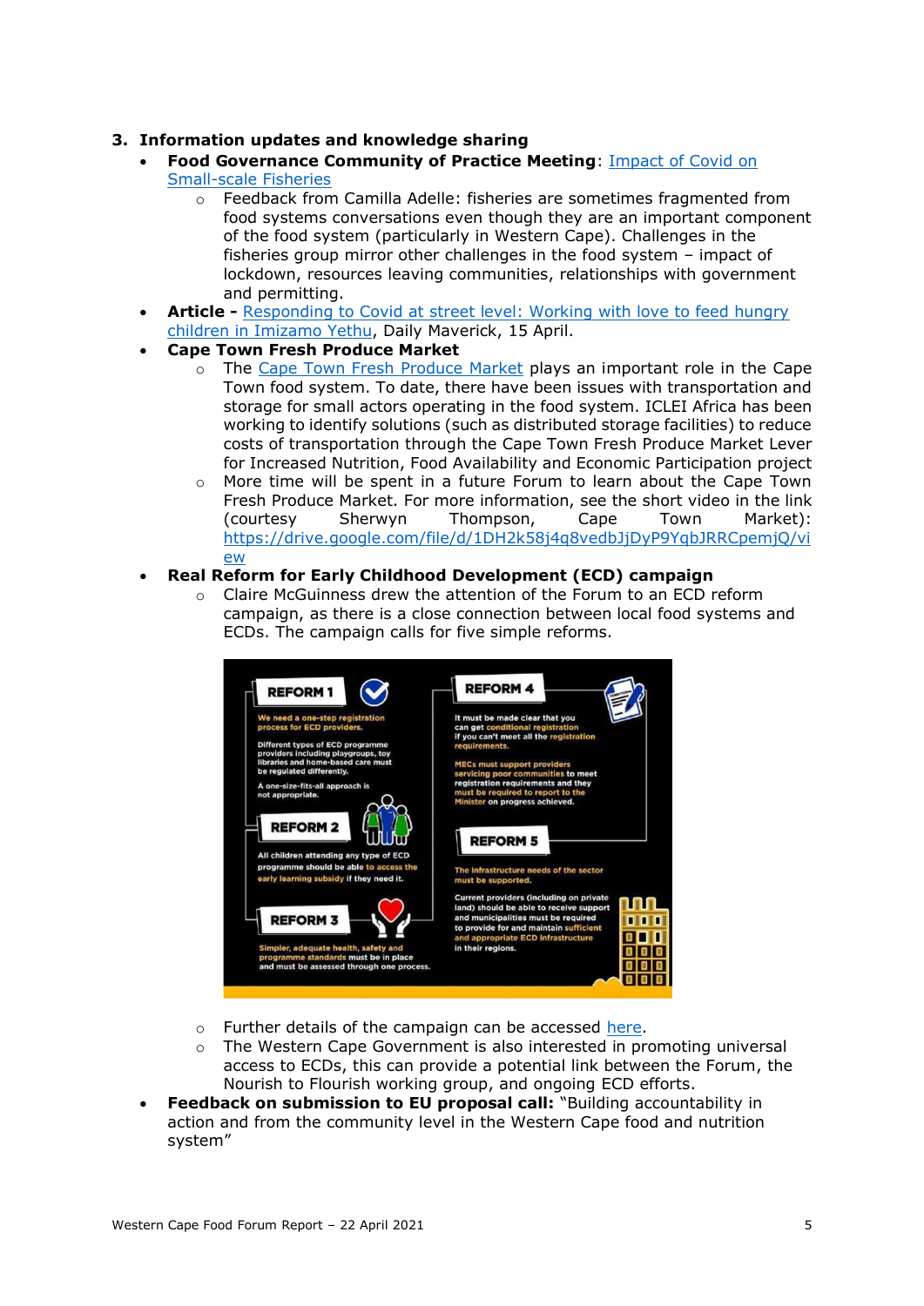## 3. Information updates and knowledge sharing

- **Food Governance Community of Practice Meeting**: Impact of Covid on Small-scale Fisheries
  - Feedback from Camilla Adelle: fisheries are sometimes fragmented from food systems conversations even though they are an important component of the food system (particularly in Western Cape). Challenges in the fisheries group mirror other challenges in the food system – impact of lockdown, resources leaving communities, relationships with government and permitting.
- **Article -** Responding to Covid at street level: Working with love to feed hungry children in Imizamo Yethu, Daily Maverick, 15 April.
- **Cape Town Fresh Produce Market**
  - The Cape Town Fresh Produce Market plays an important role in the Cape Town food system. To date, there have been issues with transportation and storage for small actors operating in the food system. ICLEI Africa has been working to identify solutions (such as distributed storage facilities) to reduce costs of transportation through the Cape Town Fresh Produce Market Lever for Increased Nutrition, Food Availability and Economic Participation project
  - More time will be spent in a future Forum to learn about the Cape Town Fresh Produce Market. For more information, see the short video in the link (courtesy Sherwyn Thompson, Cape Town Market): https://drive.google.com/file/d/1DH2k58j4q8vedbJjDyP9YqbJRRCpemjQ/view
- **Real Reform for Early Childhood Development (ECD) campaign**
  - Claire McGuinness drew the attention of the Forum to an ECD reform campaign, as there is a close connection between local food systems and ECDs. The campaign calls for five simple reforms.

**REFORM 1**

We need a one-step registration process for ECD providers.

Different types of ECD programme providers including playgroups, toy libraries and home-based care must be regulated differently.

A one-size-fits-all approach is not appropriate.

**REFORM 2**

All children attending any type of ECD programme should be able to access the early learning subsidy if they need it.

**REFORM 3**

Simpler, adequate health, safety and programme standards must be in place and must be assessed through one process.

**REFORM 4**

It must be made clear that you can get conditional registration if you can't meet all the registration requirements.

MECs must support providers servicing poor communities to meet registration requirements and they must be required to report to the Minister on progress achieved.

**REFORM 5**

The infrastructure needs of the sector must be supported.

Current providers (including on private land) should be able to receive support and municipalities must be required to provide for and maintain sufficient and appropriate ECD infrastructure in their regions.

  - Further details of the campaign can be accessed here.
  - The Western Cape Government is also interested in promoting universal access to ECDs, this can provide a potential link between the Forum, the Nourish to Flourish working group, and ongoing ECD efforts.
- **Feedback on submission to EU proposal call:** "Building accountability in action and from the community level in the Western Cape food and nutrition system"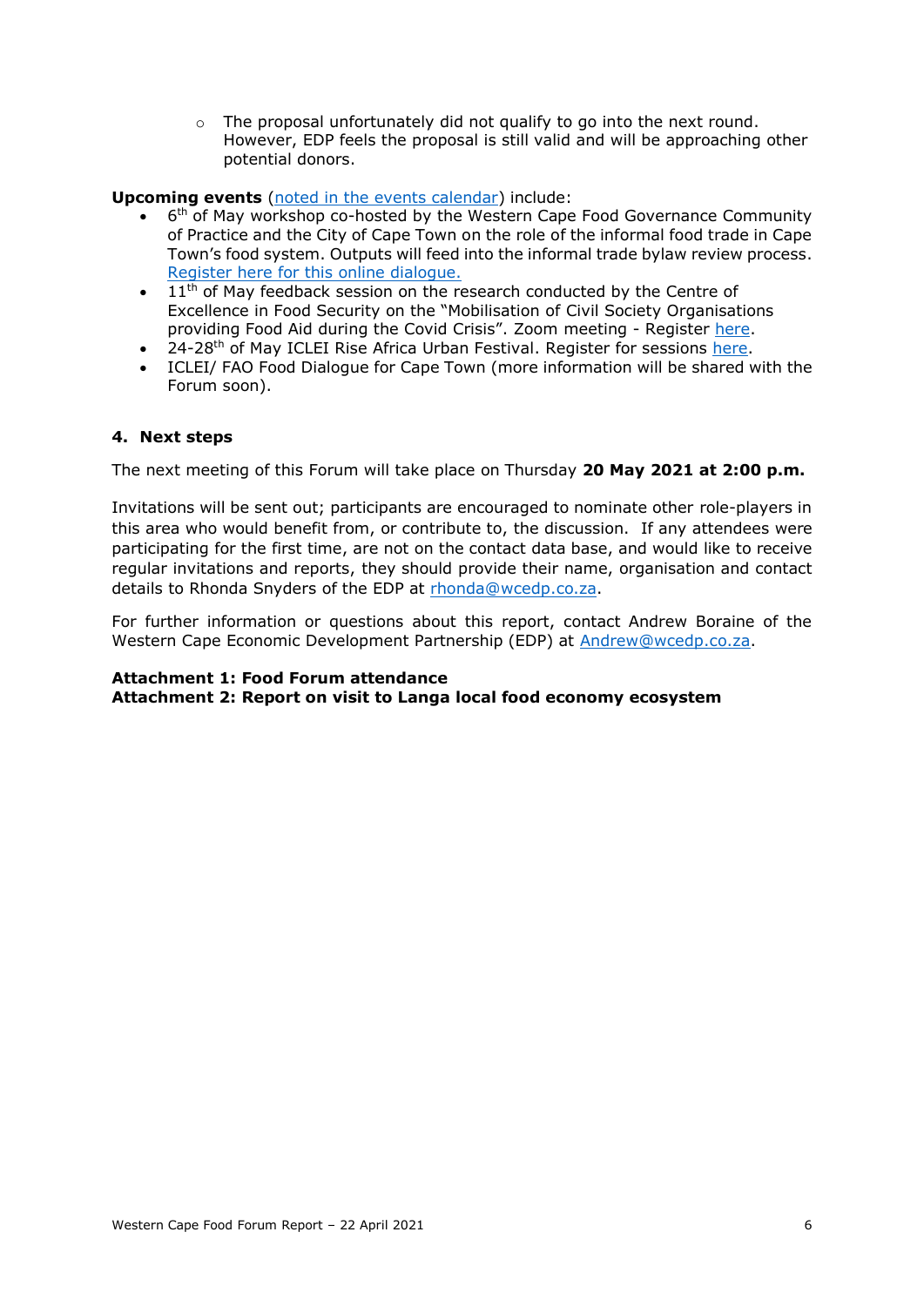- The proposal unfortunately did not qualify to go into the next round. However, EDP feels the proposal is still valid and will be approaching other potential donors.

**Upcoming events** (noted in the events calendar) include:

- 6th of May workshop co-hosted by the Western Cape Food Governance Community of Practice and the City of Cape Town on the role of the informal food trade in Cape Town's food system. Outputs will feed into the informal trade bylaw review process. Register here for this online dialogue.
- 11th of May feedback session on the research conducted by the Centre of Excellence in Food Security on the "Mobilisation of Civil Society Organisations providing Food Aid during the Covid Crisis". Zoom meeting - Register here.
- 24-28th of May ICLEI Rise Africa Urban Festival. Register for sessions here.
- ICLEI/ FAO Food Dialogue for Cape Town (more information will be shared with the Forum soon).

## 4. Next steps

The next meeting of this Forum will take place on Thursday **20 May 2021 at 2:00 p.m.**

Invitations will be sent out; participants are encouraged to nominate other role-players in this area who would benefit from, or contribute to, the discussion. If any attendees were participating for the first time, are not on the contact data base, and would like to receive regular invitations and reports, they should provide their name, organisation and contact details to Rhonda Snyders of the EDP at rhonda@wcedp.co.za.

For further information or questions about this report, contact Andrew Boraine of the Western Cape Economic Development Partnership (EDP) at Andrew@wcedp.co.za.

**Attachment 1: Food Forum attendance**
**Attachment 2: Report on visit to Langa local food economy ecosystem**